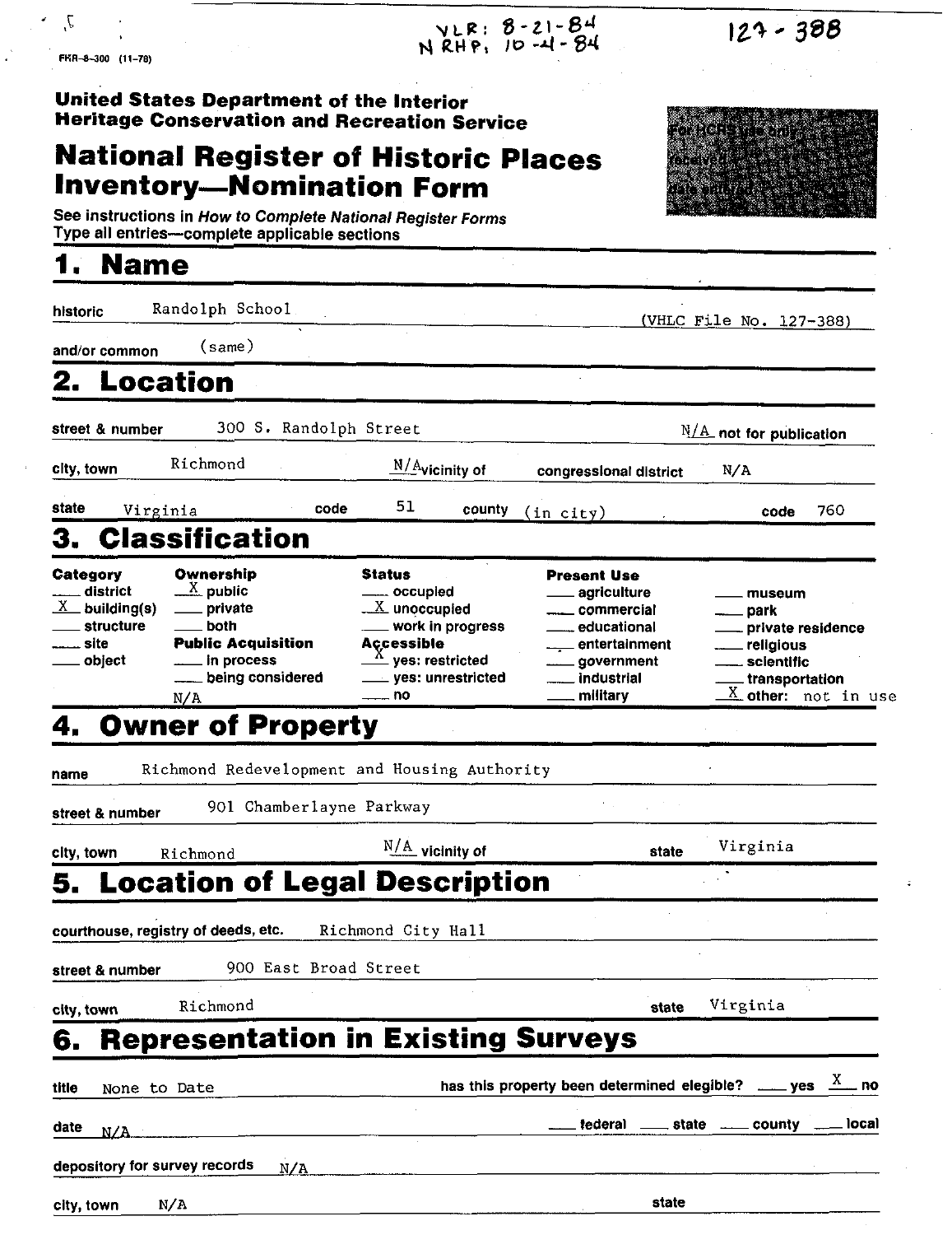VLR: 8-21-84
NRHP: 10-4-84

127-388

FHR-8-300 (11-78)

**United States Department of the Interior**
**Heritage Conservation and Recreation Service**

# National Register of Historic Places Inventory—Nomination Form

See instructions in *How to Complete National Register Forms*
Type all entries—complete applicable sections

## 1. Name

historic Randolph School (VHLC File No. 127-388)

and/or common (same)

## 2. Location

street & number 300 S. Randolph Street N/A not for publication

city, town Richmond N/A vicinity of congressional district N/A

state Virginia code 51 county (in city) code 760

## 3. Classification

| Category | Ownership | Status | Present Use | |
|---|---|---|---|---|
| ___ district | X public | ___ occupied | ___ agriculture | ___ museum |
| X building(s) | ___ private | X unoccupied | ___ commercial | ___ park |
| ___ structure | ___ both | ___ work in progress | ___ educational | ___ private residence |
| ___ site | **Public Acquisition** | **Accessible** | ___ entertainment | ___ religious |
| ___ object | ___ in process | X yes: restricted | ___ government | ___ scientific |
| | ___ being considered | ___ yes: unrestricted | ___ industrial | ___ transportation |
| | N/A | ___ no | ___ military | X other: not in use |

## 4. Owner of Property

name Richmond Redevelopment and Housing Authority

street & number 901 Chamberlayne Parkway

city, town Richmond N/A vicinity of state Virginia

## 5. Location of Legal Description

courthouse, registry of deeds, etc. Richmond City Hall

street & number 900 East Broad Street

city, town Richmond state Virginia

## 6. Representation in Existing Surveys

title None to Date has this property been determined elegible? ___ yes X no

date N/A ___ federal ___ state ___ county ___ local

depository for survey records N/A

city, town N/A state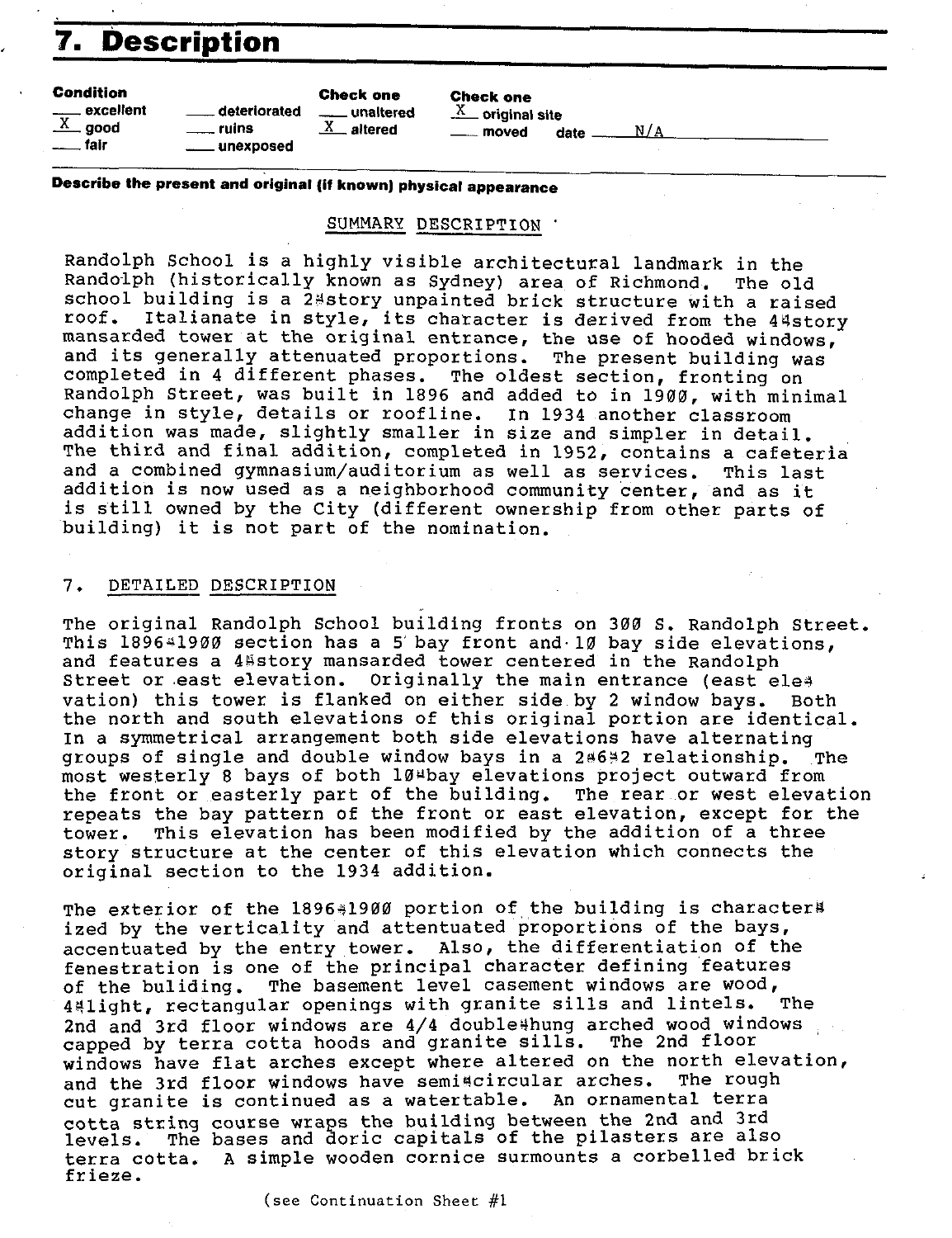# 7. Description

**Condition**
- ___ excellent
- X good
- ___ fair
- ___ deteriorated
- ___ ruins
- ___ unexposed

**Check one**
- ___ unaltered
- X altered

**Check one**
- X original site
- ___ moved date N/A

**Describe the present and original (if known) physical appearance**

SUMMARY DESCRIPTION

Randolph School is a highly visible architectural landmark in the Randolph (historically known as Sydney) area of Richmond. The old school building is a 2-story unpainted brick structure with a raised roof. Italianate in style, its character is derived from the 4-story mansarded tower at the original entrance, the use of hooded windows, and its generally attenuated proportions. The present building was completed in 4 different phases. The oldest section, fronting on Randolph Street, was built in 1896 and added to in 1900, with minimal change in style, details or roofline. In 1934 another classroom addition was made, slightly smaller in size and simpler in detail. The third and final addition, completed in 1952, contains a cafeteria and a combined gymnasium/auditorium as well as services. This last addition is now used as a neighborhood community center, and as it is still owned by the City (different ownership from other parts of building) it is not part of the nomination.

7. DETAILED DESCRIPTION

The original Randolph School building fronts on 300 S. Randolph Street. This 1896-1900 section has a 5 bay front and 10 bay side elevations, and features a 4-story mansarded tower centered in the Randolph Street or east elevation. Originally the main entrance (east elevation) this tower is flanked on either side by 2 window bays. Both the north and south elevations of this original portion are identical. In a symmetrical arrangement both side elevations have alternating groups of single and double window bays in a 2-6-2 relationship. The most westerly 8 bays of both 10-bay elevations project outward from the front or easterly part of the building. The rear or west elevation repeats the bay pattern of the front or east elevation, except for the tower. This elevation has been modified by the addition of a three story structure at the center of this elevation which connects the original section to the 1934 addition.

The exterior of the 1896-1900 portion of the building is characterized by the verticality and attentuated proportions of the bays, accentuated by the entry tower. Also, the differentiation of the fenestration is one of the principal character defining features of the buliding. The basement level casement windows are wood, 4-light, rectangular openings with granite sills and lintels. The 2nd and 3rd floor windows are 4/4 double-hung arched wood windows capped by terra cotta hoods and granite sills. The 2nd floor windows have flat arches except where altered on the north elevation, and the 3rd floor windows have semi-circular arches. The rough cut granite is continued as a watertable. An ornamental terra cotta string course wraps the building between the 2nd and 3rd levels. The bases and doric capitals of the pilasters are also terra cotta. A simple wooden cornice surmounts a corbelled brick frieze.

(see Continuation Sheet #1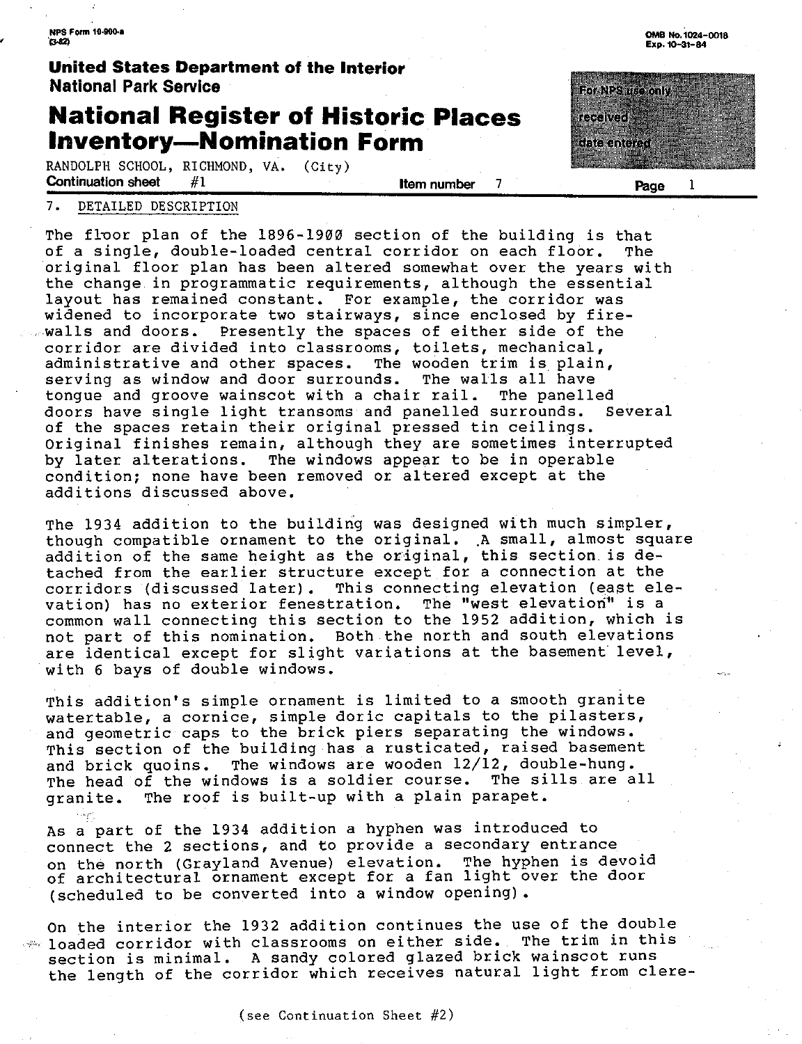NPS Form 10-900-a
(3-82)

OMB No. 1024-0018
Exp. 10-31-84

**United States Department of the Interior**
**National Park Service**

# National Register of Historic Places Inventory—Nomination Form

For NPS use only
received
date entered

RANDOLPH SCHOOL, RICHMOND, VA. (City)
**Continuation sheet** #1 **Item number** 7 **Page** 1

7. DETAILED DESCRIPTION

The floor plan of the 1896-1900 section of the building is that of a single, double-loaded central corridor on each floor. The original floor plan has been altered somewhat over the years with the change in programmatic requirements, although the essential layout has remained constant. For example, the corridor was widened to incorporate two stairways, since enclosed by fire-walls and doors. Presently the spaces of either side of the corridor are divided into classrooms, toilets, mechanical, administrative and other spaces. The wooden trim is plain, serving as window and door surrounds. The walls all have tongue and groove wainscot with a chair rail. The panelled doors have single light transoms and panelled surrounds. Several of the spaces retain their original pressed tin ceilings. Original finishes remain, although they are sometimes interrupted by later alterations. The windows appear to be in operable condition; none have been removed or altered except at the additions discussed above.

The 1934 addition to the building was designed with much simpler, though compatible ornament to the original. A small, almost square addition of the same height as the original, this section is detached from the earlier structure except for a connection at the corridors (discussed later). This connecting elevation (east elevation) has no exterior fenestration. The "west elevation" is a common wall connecting this section to the 1952 addition, which is not part of this nomination. Both the north and south elevations are identical except for slight variations at the basement level, with 6 bays of double windows.

This addition's simple ornament is limited to a smooth granite watertable, a cornice, simple doric capitals to the pilasters, and geometric caps to the brick piers separating the windows. This section of the building has a rusticated, raised basement and brick quoins. The windows are wooden 12/12, double-hung. The head of the windows is a soldier course. The sills are all granite. The roof is built-up with a plain parapet.

As a part of the 1934 addition a hyphen was introduced to connect the 2 sections, and to provide a secondary entrance on the north (Grayland Avenue) elevation. The hyphen is devoid of architectural ornament except for a fan light over the door (scheduled to be converted into a window opening).

On the interior the 1932 addition continues the use of the double loaded corridor with classrooms on either side. The trim in this section is minimal. A sandy colored glazed brick wainscot runs the length of the corridor which receives natural light from clere-

(see Continuation Sheet #2)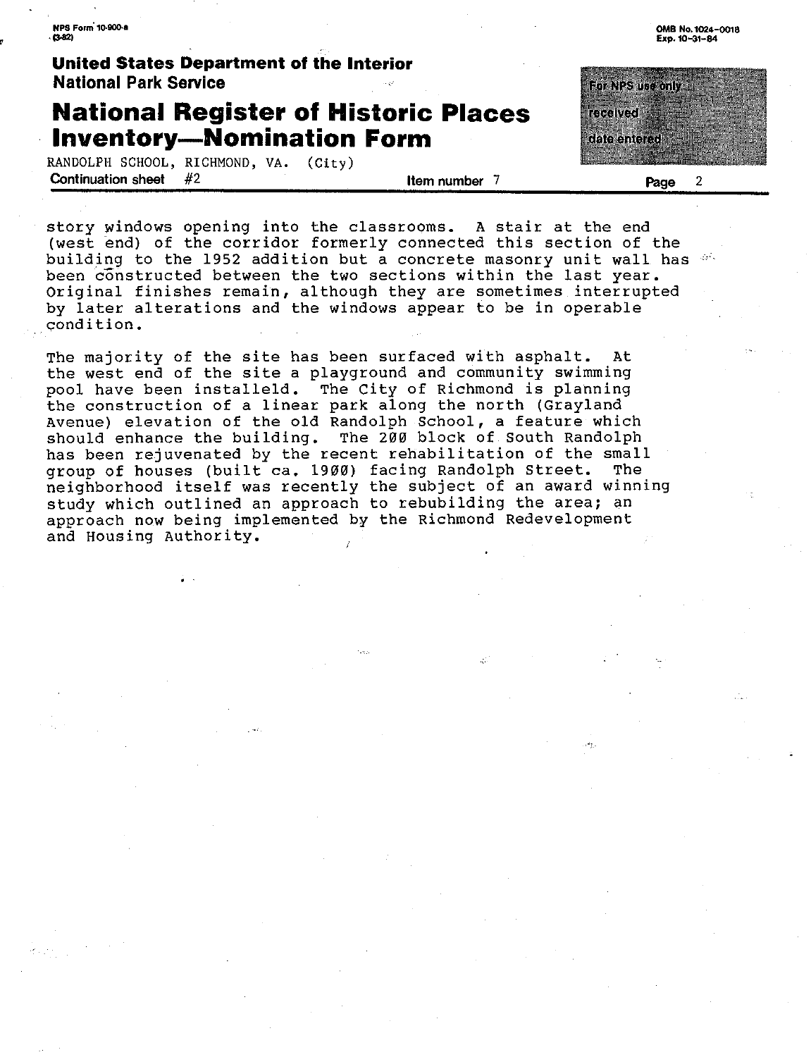story windows opening into the classrooms. A stair at the end (west end) of the corridor formerly connected this section of the building to the 1952 addition but a concrete masonry unit wall has been constructed between the two sections within the last year. Original finishes remain, although they are sometimes interrupted by later alterations and the windows appear to be in operable condition.

The majority of the site has been surfaced with asphalt. At the west end of the site a playground and community swimming pool have been installeld. The City of Richmond is planning the construction of a linear park along the north (Grayland Avenue) elevation of the old Randolph School, a feature which should enhance the building. The 200 block of South Randolph has been rejuvenated by the recent rehabilitation of the small group of houses (built ca. 1900) facing Randolph Street. The neighborhood itself was recently the subject of an award winning study which outlined an approach to rebubilding the area; an approach now being implemented by the Richmond Redevelopment and Housing Authority.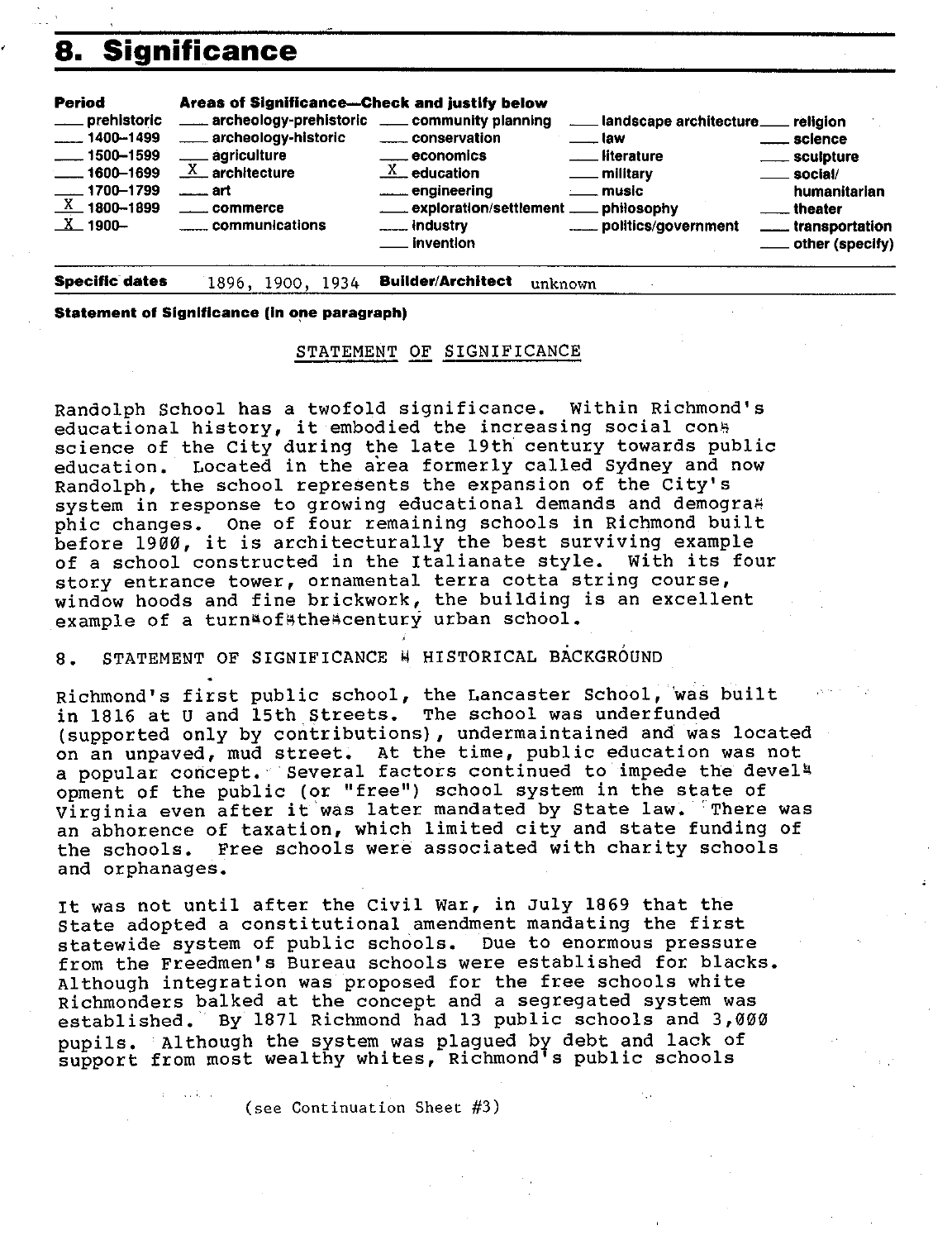# 8. Significance

| Period | Areas of Significance—Check and justify below | | | |
|---|---|---|---|---|
| ___ prehistoric | ___ archeology-prehistoric | ___ community planning | ___ landscape architecture | ___ religion |
| ___ 1400–1499 | ___ archeology-historic | ___ conservation | ___ law | ___ science |
| ___ 1500–1599 | ___ agriculture | ___ economics | ___ literature | ___ sculpture |
| ___ 1600–1699 | _X_ architecture | _X_ education | ___ military | ___ social/ humanitarian |
| ___ 1700–1799 | ___ art | ___ engineering | ___ music | ___ theater |
| _X_ 1800–1899 | ___ commerce | ___ exploration/settlement | ___ philosophy | ___ transportation |
| _X_ 1900– | ___ communications | ___ industry | ___ politics/government | ___ other (specify) |
| | | ___ invention | | |

**Specific dates** 1896, 1900, 1934 **Builder/Architect** unknown

**Statement of Significance (in one paragraph)**

STATEMENT OF SIGNIFICANCE

Randolph School has a twofold significance. Within Richmond's educational history, it embodied the increasing social conscience of the City during the late 19th century towards public education. Located in the area formerly called Sydney and now Randolph, the school represents the expansion of the City's system in response to growing educational demands and demographic changes. One of four remaining schools in Richmond built before 1900, it is architecturally the best surviving example of a school constructed in the Italianate style. With its four story entrance tower, ornamental terra cotta string course, window hoods and fine brickwork, the building is an excellent example of a turn-of-the-century urban school.

8. STATEMENT OF SIGNIFICANCE - HISTORICAL BACKGROUND

Richmond's first public school, the Lancaster School, was built in 1816 at U and 15th Streets. The school was underfunded (supported only by contributions), undermaintained and was located on an unpaved, mud street. At the time, public education was not a popular concept. Several factors continued to impede the development of the public (or "free") school system in the state of Virginia even after it was later mandated by State law. There was an abhorence of taxation, which limited city and state funding of the schools. Free schools were associated with charity schools and orphanages.

It was not until after the Civil War, in July 1869 that the State adopted a constitutional amendment mandating the first statewide system of public schools. Due to enormous pressure from the Freedmen's Bureau schools were established for blacks. Although integration was proposed for the free schools white Richmonders balked at the concept and a segregated system was established. By 1871 Richmond had 13 public schools and 3,000 pupils. Although the system was plagued by debt and lack of support from most wealthy whites, Richmond's public schools

(see Continuation Sheet #3)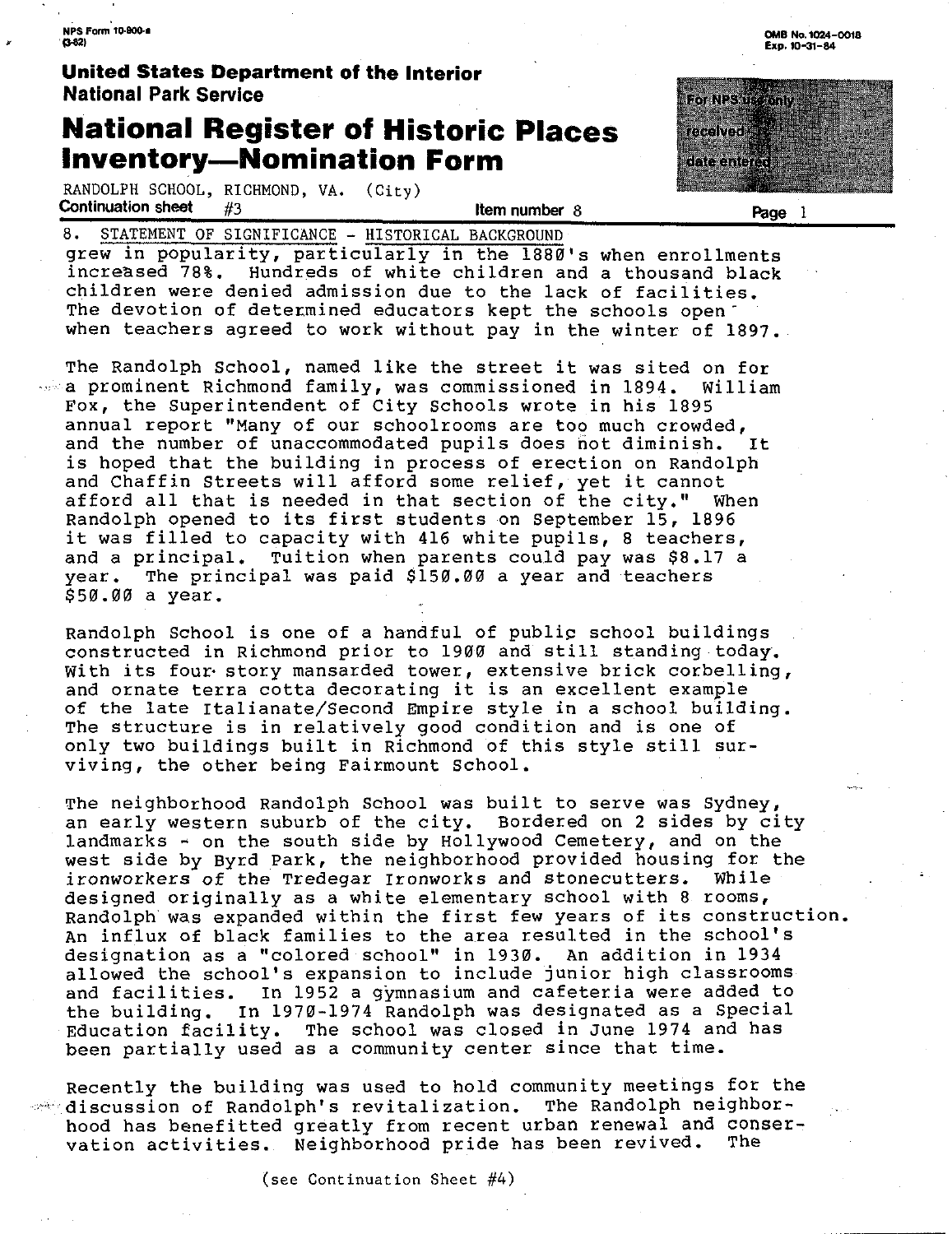NPS Form 10-900-a
(3-82)

OMB No. 1024-0018
Exp. 10-31-84

**United States Department of the Interior**
**National Park Service**

# National Register of Historic Places Inventory—Nomination Form

For NPS use only
received
date entered

RANDOLPH SCHOOL, RICHMOND, VA. (City)
Continuation sheet #3 Item number 8 Page 1

8. STATEMENT OF SIGNIFICANCE - HISTORICAL BACKGROUND

grew in popularity, particularly in the 1880's when enrollments increased 78%. Hundreds of white children and a thousand black children were denied admission due to the lack of facilities. The devotion of determined educators kept the schools open when teachers agreed to work without pay in the winter of 1897.

The Randolph School, named like the street it was sited on for a prominent Richmond family, was commissioned in 1894. William Fox, the Superintendent of City Schools wrote in his 1895 annual report "Many of our schoolrooms are too much crowded, and the number of unaccommodated pupils does not diminish. It is hoped that the building in process of erection on Randolph and Chaffin Streets will afford some relief, yet it cannot afford all that is needed in that section of the city." When Randolph opened to its first students on September 15, 1896 it was filled to capacity with 416 white pupils, 8 teachers, and a principal. Tuition when parents could pay was $8.17 a year. The principal was paid $150.00 a year and teachers $50.00 a year.

Randolph School is one of a handful of public school buildings constructed in Richmond prior to 1900 and still standing today. With its four story mansarded tower, extensive brick corbelling, and ornate terra cotta decorating it is an excellent example of the late Italianate/Second Empire style in a school building. The structure is in relatively good condition and is one of only two buildings built in Richmond of this style still surviving, the other being Fairmount School.

The neighborhood Randolph School was built to serve was Sydney, an early western suburb of the city. Bordered on 2 sides by city landmarks - on the south side by Hollywood Cemetery, and on the west side by Byrd Park, the neighborhood provided housing for the ironworkers of the Tredegar Ironworks and stonecutters. While designed originally as a white elementary school with 8 rooms, Randolph was expanded within the first few years of its construction. An influx of black families to the area resulted in the school's designation as a "colored school" in 1930. An addition in 1934 allowed the school's expansion to include junior high classrooms and facilities. In 1952 a gymnasium and cafeteria were added to the building. In 1970-1974 Randolph was designated as a Special Education facility. The school was closed in June 1974 and has been partially used as a community center since that time.

Recently the building was used to hold community meetings for the discussion of Randolph's revitalization. The Randolph neighborhood has benefitted greatly from recent urban renewal and conservation activities. Neighborhood pride has been revived. The

(see Continuation Sheet #4)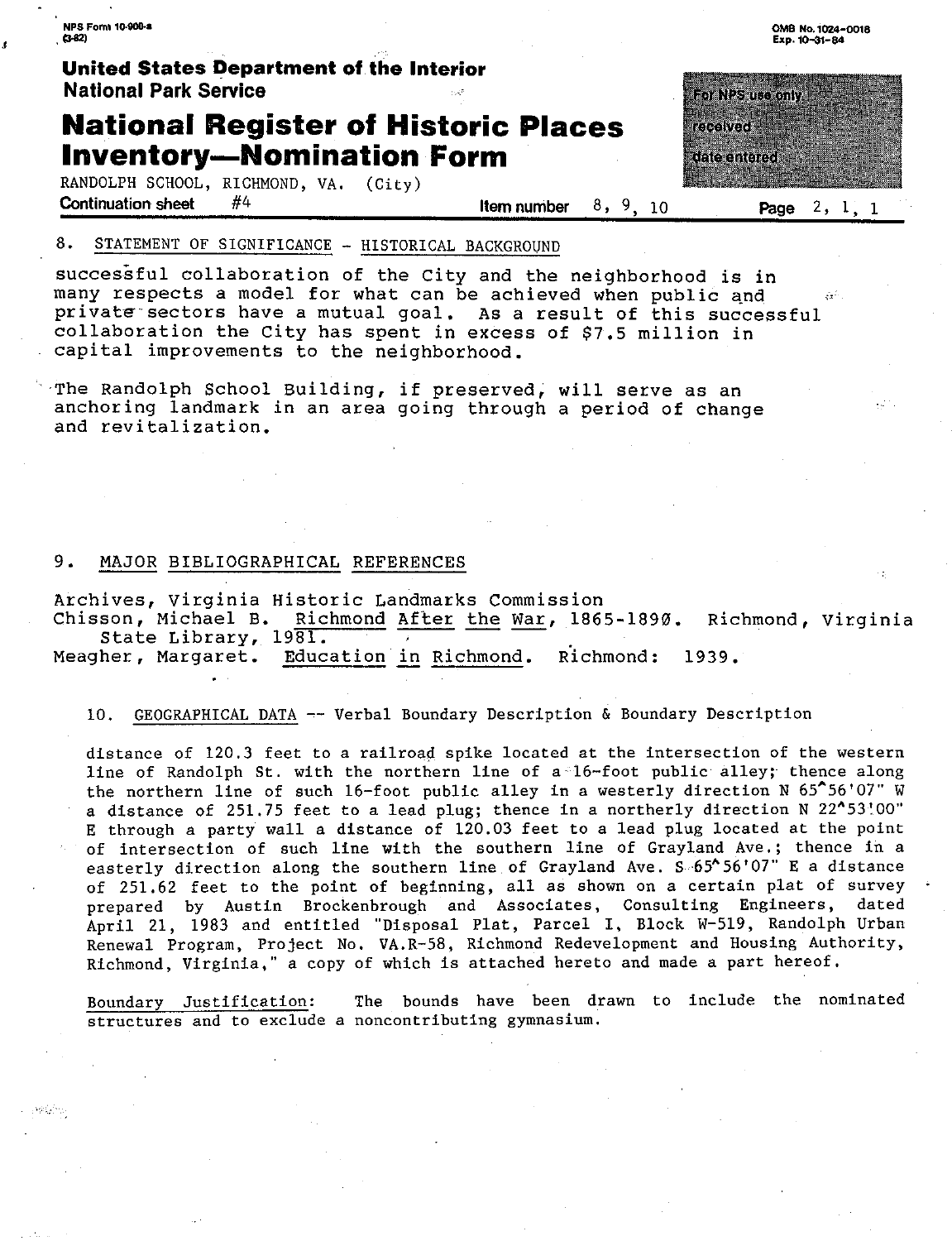United States Department of the Interior
National Park Service

# National Register of Historic Places Inventory—Nomination Form

RANDOLPH SCHOOL, RICHMOND, VA. (City)

Continuation sheet #4 — Item number 8, 9, 10 — Page 2, 1, 1

## 8. STATEMENT OF SIGNIFICANCE - HISTORICAL BACKGROUND

successful collaboration of the City and the neighborhood is in many respects a model for what can be achieved when public and private sectors have a mutual goal. As a result of this successful collaboration the City has spent in excess of $7.5 million in capital improvements to the neighborhood.

The Randolph School Building, if preserved, will serve as an anchoring landmark in an area going through a period of change and revitalization.

## 9. MAJOR BIBLIOGRAPHICAL REFERENCES

Archives, Virginia Historic Landmarks Commission

Chisson, Michael B. Richmond After the War, 1865-1890. Richmond, Virginia State Library, 1981.

Meagher, Margaret. Education in Richmond. Richmond: 1939.

## 10. GEOGRAPHICAL DATA -- Verbal Boundary Description & Boundary Description

distance of 120.3 feet to a railroad spike located at the intersection of the western line of Randolph St. with the northern line of a 16-foot public alley; thence along the northern line of such 16-foot public alley in a westerly direction N 65°56'07" W a distance of 251.75 feet to a lead plug; thence in a northerly direction N 22°53'00" E through a party wall a distance of 120.03 feet to a lead plug located at the point of intersection of such line with the southern line of Grayland Ave.; thence in a easterly direction along the southern line of Grayland Ave. S 65°56'07" E a distance of 251.62 feet to the point of beginning, all as shown on a certain plat of survey prepared by Austin Brockenbrough and Associates, Consulting Engineers, dated April 21, 1983 and entitled "Disposal Plat, Parcel I, Block W-519, Randolph Urban Renewal Program, Project No. VA.R-58, Richmond Redevelopment and Housing Authority, Richmond, Virginia," a copy of which is attached hereto and made a part hereof.

Boundary Justification: The bounds have been drawn to include the nominated structures and to exclude a noncontributing gymnasium.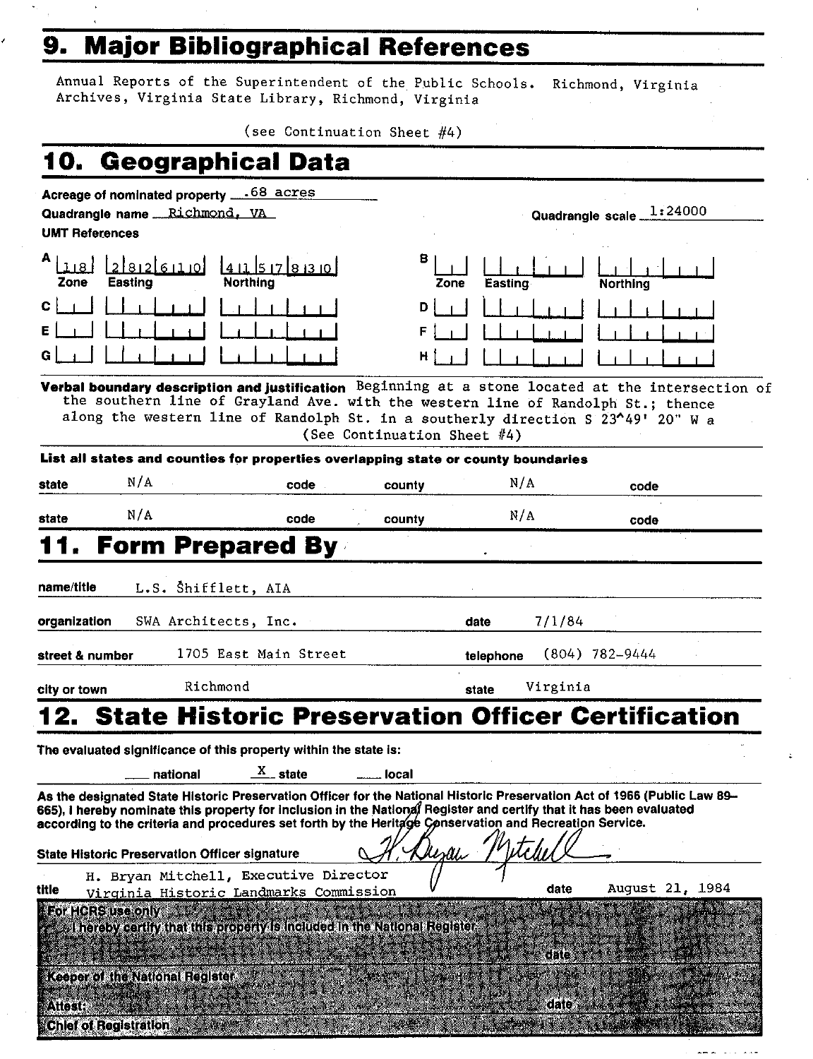## 9. Major Bibliographical References

Annual Reports of the Superintendent of the Public Schools. Richmond, Virginia Archives, Virginia State Library, Richmond, Virginia

(see Continuation Sheet #4)

## 10. Geographical Data

**Acreage of nominated property** .68 acres

**Quadrangle name** Richmond, VA

**Quadrangle scale** 1:24000

**UMT References**

| | Zone | Easting | Northing | | Zone | Easting | Northing |
|---|---|---|---|---|---|---|---|
| A | 18 | 282610 | 4157830 | B | | | |
| C | | | | D | | | |
| E | | | | F | | | |
| G | | | | H | | | |

**Verbal boundary description and justification** Beginning at a stone located at the intersection of the southern line of Grayland Ave. with the western line of Randolph St.; thence along the western line of Randolph St. in a southerly direction S 23^49' 20" W a (See Continuation Sheet #4)

**List all states and counties for properties overlapping state or county boundaries**

| state | N/A | code | | county | N/A | code | |
|---|---|---|---|---|---|---|---|
| state | N/A | code | | county | N/A | code | |

## 11. Form Prepared By

**name/title** L.S. Shifflett, AIA

**organization** SWA Architects, Inc. **date** 7/1/84

**street & number** 1705 East Main Street **telephone** (804) 782-9444

**city or town** Richmond **state** Virginia

## 12. State Historic Preservation Officer Certification

**The evaluated significance of this property within the state is:**

___ national X state ___ local

**As the designated State Historic Preservation Officer for the National Historic Preservation Act of 1966 (Public Law 89–665), I hereby nominate this property for inclusion in the National Register and certify that it has been evaluated according to the criteria and procedures set forth by the Heritage Conservation and Recreation Service.**

**State Historic Preservation Officer signature** H. Bryan Mitchell

**title** H. Bryan Mitchell, Executive Director Virginia Historic Landmarks Commission **date** August 21, 1984

**For HCRS use only**

**I hereby certify that this property is included in the National Register**

**date**

**Keeper of the National Register**

**Attest:** **date**

**Chief of Registration**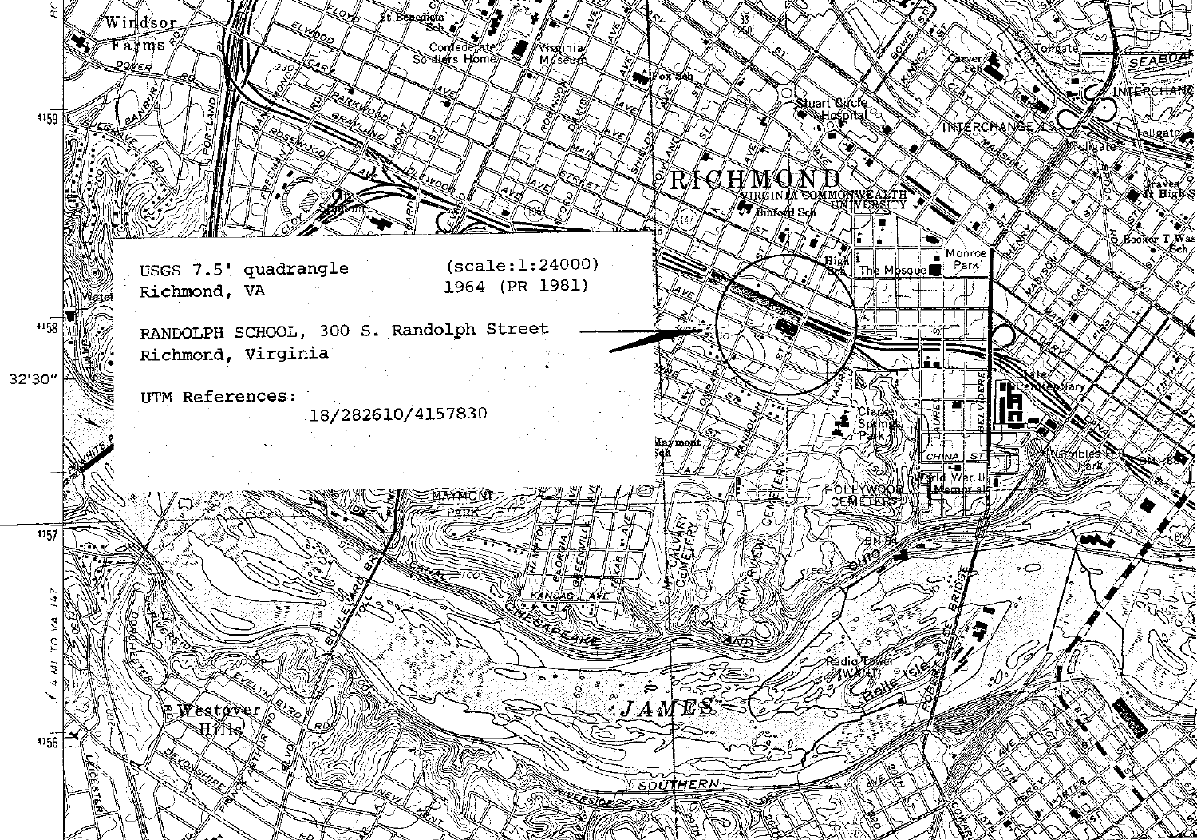USGS 7.5' quadrangle (scale:1:24000)
Richmond, VA 1964 (PR 1981)

RANDOLPH SCHOOL, 300 S. Randolph Street
Richmond, Virginia

UTM References:
18/282610/4157830